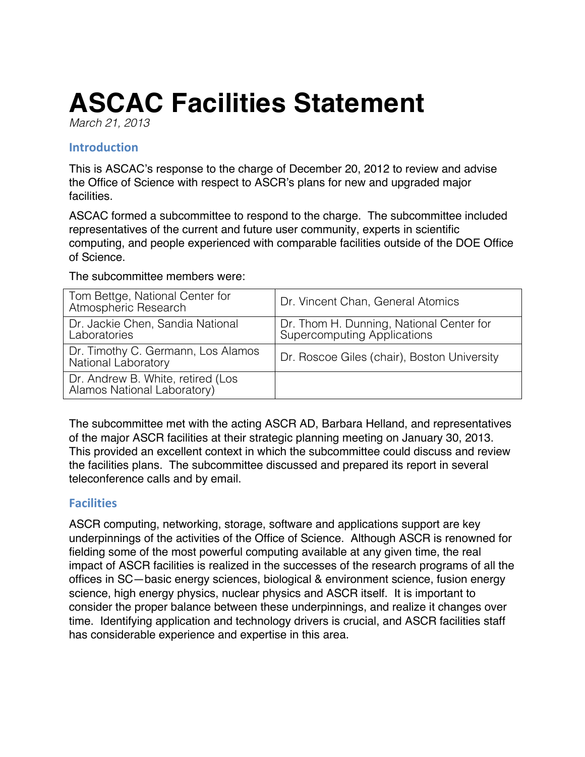# ASCAC Facilities Statement

*March 21, 2013*

## Introduction

This is ASCAC's response to the charge of December 20, 2012 to review and advise the Office of Science with respect to ASCR's plans for new and upgraded major facilities.

ASCAC formed a subcommittee to respond to the charge. The subcommittee included representatives of the current and future user community, experts in scientific computing, and people experienced with comparable facilities outside of the DOE Office of Science.

The subcommittee members were:

| | |
|---|---|
| Tom Bettge, National Center for Atmospheric Research | Dr. Vincent Chan, General Atomics |
| Dr. Jackie Chen, Sandia National Laboratories | Dr. Thom H. Dunning, National Center for Supercomputing Applications |
| Dr. Timothy C. Germann, Los Alamos National Laboratory | Dr. Roscoe Giles (chair), Boston University |
| Dr. Andrew B. White, retired (Los Alamos National Laboratory) | |

The subcommittee met with the acting ASCR AD, Barbara Helland, and representatives of the major ASCR facilities at their strategic planning meeting on January 30, 2013. This provided an excellent context in which the subcommittee could discuss and review the facilities plans. The subcommittee discussed and prepared its report in several teleconference calls and by email.

## Facilities

ASCR computing, networking, storage, software and applications support are key underpinnings of the activities of the Office of Science. Although ASCR is renowned for fielding some of the most powerful computing available at any given time, the real impact of ASCR facilities is realized in the successes of the research programs of all the offices in SC—basic energy sciences, biological & environment science, fusion energy science, high energy physics, nuclear physics and ASCR itself. It is important to consider the proper balance between these underpinnings, and realize it changes over time. Identifying application and technology drivers is crucial, and ASCR facilities staff has considerable experience and expertise in this area.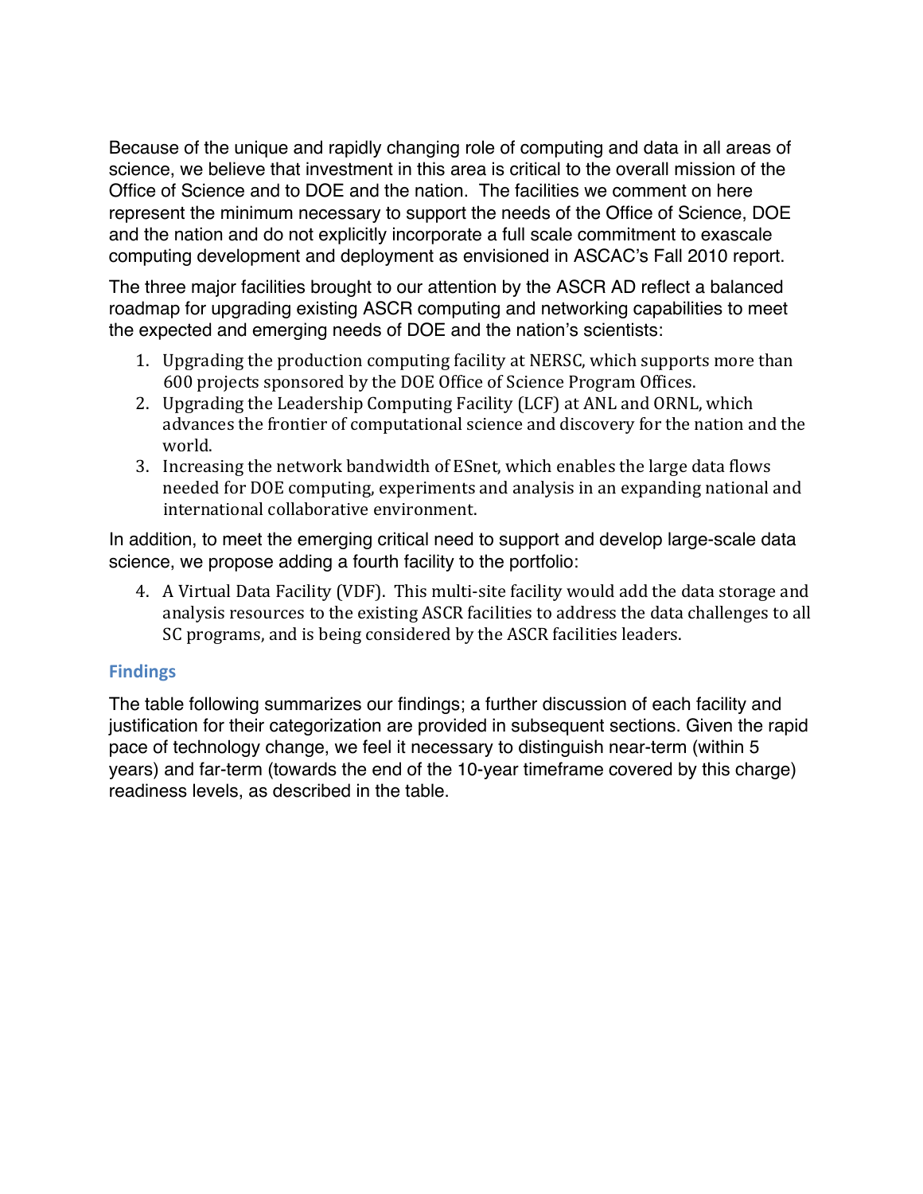Because of the unique and rapidly changing role of computing and data in all areas of science, we believe that investment in this area is critical to the overall mission of the Office of Science and to DOE and the nation. The facilities we comment on here represent the minimum necessary to support the needs of the Office of Science, DOE and the nation and do not explicitly incorporate a full scale commitment to exascale computing development and deployment as envisioned in ASCAC's Fall 2010 report.

The three major facilities brought to our attention by the ASCR AD reflect a balanced roadmap for upgrading existing ASCR computing and networking capabilities to meet the expected and emerging needs of DOE and the nation's scientists:

1. Upgrading the production computing facility at NERSC, which supports more than 600 projects sponsored by the DOE Office of Science Program Offices.
2. Upgrading the Leadership Computing Facility (LCF) at ANL and ORNL, which advances the frontier of computational science and discovery for the nation and the world.
3. Increasing the network bandwidth of ESnet, which enables the large data flows needed for DOE computing, experiments and analysis in an expanding national and international collaborative environment.

In addition, to meet the emerging critical need to support and develop large-scale data science, we propose adding a fourth facility to the portfolio:

4. A Virtual Data Facility (VDF). This multi-site facility would add the data storage and analysis resources to the existing ASCR facilities to address the data challenges to all SC programs, and is being considered by the ASCR facilities leaders.

## Findings

The table following summarizes our findings; a further discussion of each facility and justification for their categorization are provided in subsequent sections. Given the rapid pace of technology change, we feel it necessary to distinguish near-term (within 5 years) and far-term (towards the end of the 10-year timeframe covered by this charge) readiness levels, as described in the table.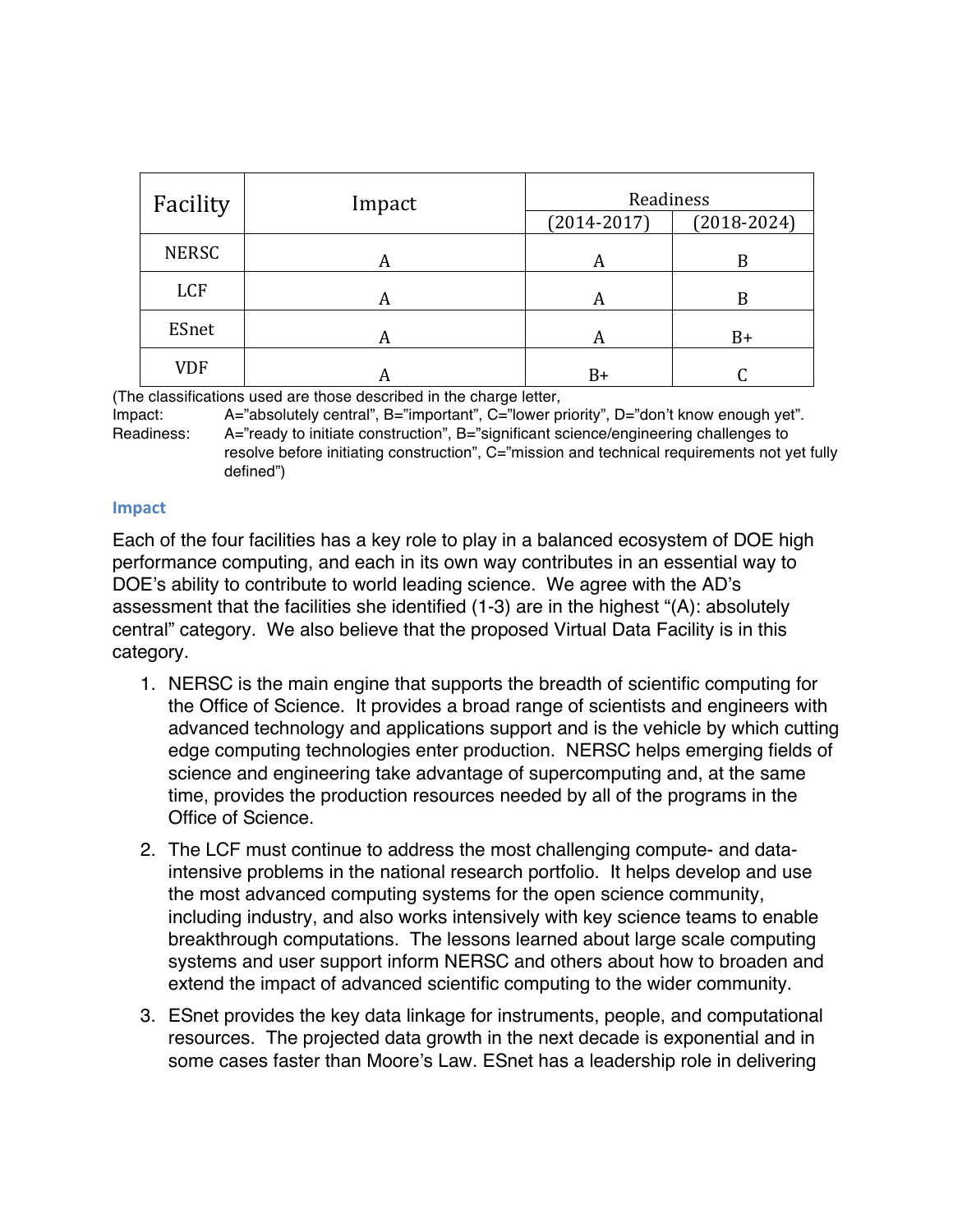| Facility | Impact | Readiness | |
|---|---|---|---|
| | | (2014-2017) | (2018-2024) |
| NERSC | A | A | B |
| LCF | A | A | B |
| ESnet | A | A | B+ |
| VDF | A | B+ | C |

(The classifications used are those described in the charge letter,
Impact: A="absolutely central", B="important", C="lower priority", D="don't know enough yet".
Readiness: A="ready to initiate construction", B="significant science/engineering challenges to resolve before initiating construction", C="mission and technical requirements not yet fully defined")

### Impact

Each of the four facilities has a key role to play in a balanced ecosystem of DOE high performance computing, and each in its own way contributes in an essential way to DOE's ability to contribute to world leading science. We agree with the AD's assessment that the facilities she identified (1-3) are in the highest "(A): absolutely central" category. We also believe that the proposed Virtual Data Facility is in this category.

1. NERSC is the main engine that supports the breadth of scientific computing for the Office of Science. It provides a broad range of scientists and engineers with advanced technology and applications support and is the vehicle by which cutting edge computing technologies enter production. NERSC helps emerging fields of science and engineering take advantage of supercomputing and, at the same time, provides the production resources needed by all of the programs in the Office of Science.
2. The LCF must continue to address the most challenging compute- and data-intensive problems in the national research portfolio. It helps develop and use the most advanced computing systems for the open science community, including industry, and also works intensively with key science teams to enable breakthrough computations. The lessons learned about large scale computing systems and user support inform NERSC and others about how to broaden and extend the impact of advanced scientific computing to the wider community.
3. ESnet provides the key data linkage for instruments, people, and computational resources. The projected data growth in the next decade is exponential and in some cases faster than Moore's Law. ESnet has a leadership role in delivering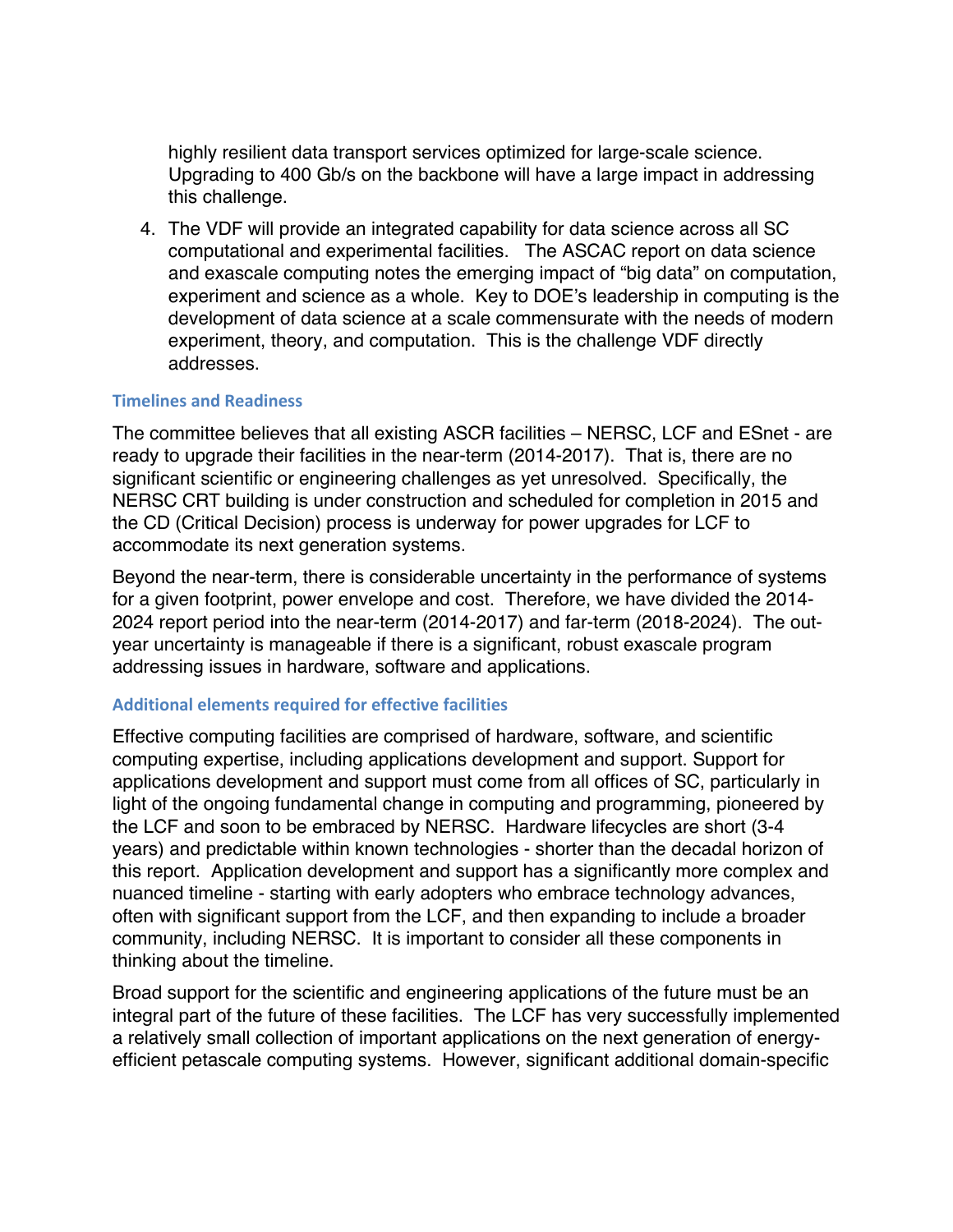highly resilient data transport services optimized for large-scale science. Upgrading to 400 Gb/s on the backbone will have a large impact in addressing this challenge.

4. The VDF will provide an integrated capability for data science across all SC computational and experimental facilities. The ASCAC report on data science and exascale computing notes the emerging impact of "big data" on computation, experiment and science as a whole. Key to DOE's leadership in computing is the development of data science at a scale commensurate with the needs of modern experiment, theory, and computation. This is the challenge VDF directly addresses.

### Timelines and Readiness

The committee believes that all existing ASCR facilities – NERSC, LCF and ESnet - are ready to upgrade their facilities in the near-term (2014-2017). That is, there are no significant scientific or engineering challenges as yet unresolved. Specifically, the NERSC CRT building is under construction and scheduled for completion in 2015 and the CD (Critical Decision) process is underway for power upgrades for LCF to accommodate its next generation systems.

Beyond the near-term, there is considerable uncertainty in the performance of systems for a given footprint, power envelope and cost. Therefore, we have divided the 2014-2024 report period into the near-term (2014-2017) and far-term (2018-2024). The out-year uncertainty is manageable if there is a significant, robust exascale program addressing issues in hardware, software and applications.

### Additional elements required for effective facilities

Effective computing facilities are comprised of hardware, software, and scientific computing expertise, including applications development and support. Support for applications development and support must come from all offices of SC, particularly in light of the ongoing fundamental change in computing and programming, pioneered by the LCF and soon to be embraced by NERSC. Hardware lifecycles are short (3-4 years) and predictable within known technologies - shorter than the decadal horizon of this report. Application development and support has a significantly more complex and nuanced timeline - starting with early adopters who embrace technology advances, often with significant support from the LCF, and then expanding to include a broader community, including NERSC. It is important to consider all these components in thinking about the timeline.

Broad support for the scientific and engineering applications of the future must be an integral part of the future of these facilities. The LCF has very successfully implemented a relatively small collection of important applications on the next generation of energy-efficient petascale computing systems. However, significant additional domain-specific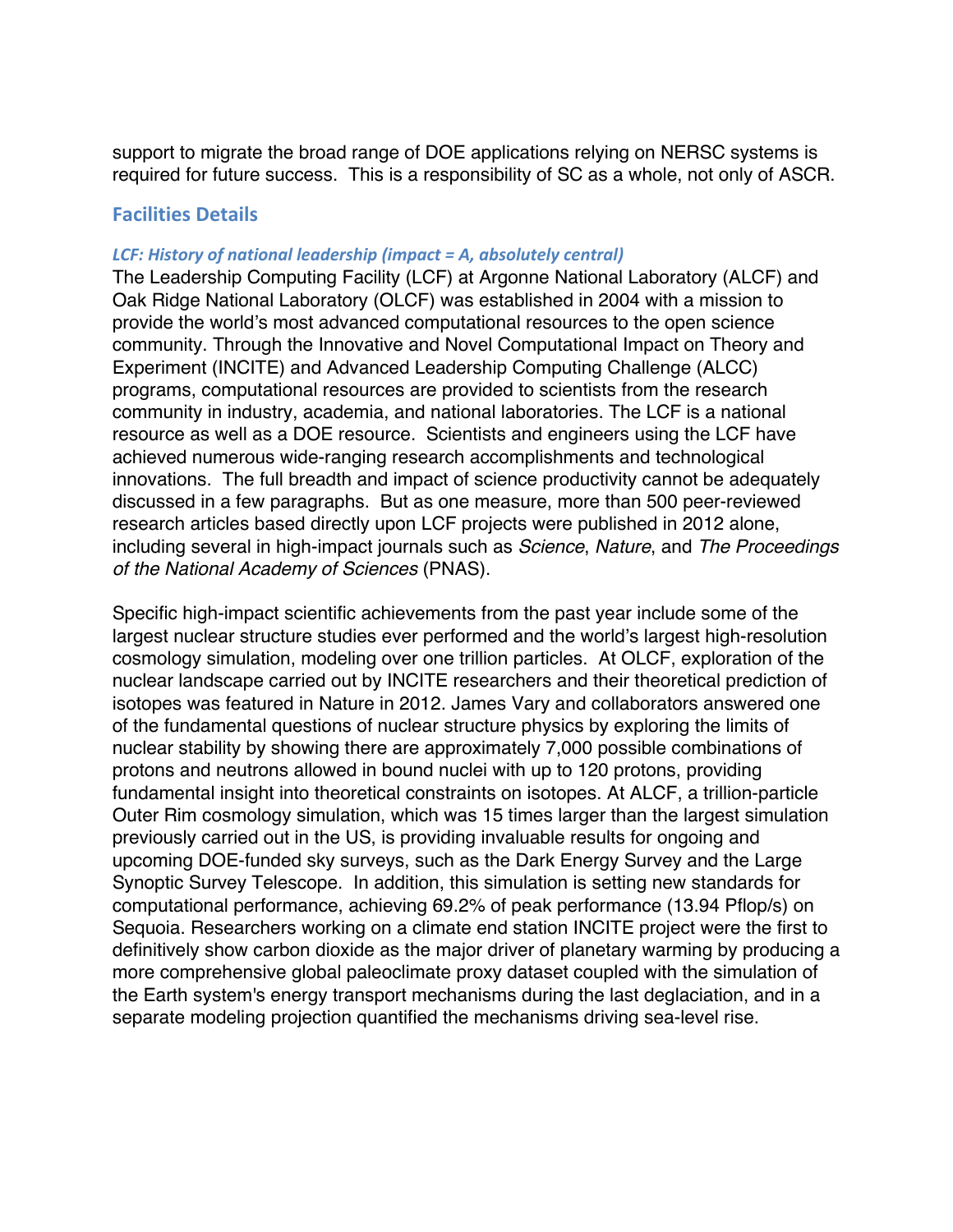support to migrate the broad range of DOE applications relying on NERSC systems is required for future success. This is a responsibility of SC as a whole, not only of ASCR.

## Facilities Details

### *LCF: History of national leadership (impact = A, absolutely central)*

The Leadership Computing Facility (LCF) at Argonne National Laboratory (ALCF) and Oak Ridge National Laboratory (OLCF) was established in 2004 with a mission to provide the world's most advanced computational resources to the open science community. Through the Innovative and Novel Computational Impact on Theory and Experiment (INCITE) and Advanced Leadership Computing Challenge (ALCC) programs, computational resources are provided to scientists from the research community in industry, academia, and national laboratories. The LCF is a national resource as well as a DOE resource. Scientists and engineers using the LCF have achieved numerous wide-ranging research accomplishments and technological innovations. The full breadth and impact of science productivity cannot be adequately discussed in a few paragraphs. But as one measure, more than 500 peer-reviewed research articles based directly upon LCF projects were published in 2012 alone, including several in high-impact journals such as *Science*, *Nature*, and *The Proceedings of the National Academy of Sciences* (PNAS).

Specific high-impact scientific achievements from the past year include some of the largest nuclear structure studies ever performed and the world's largest high-resolution cosmology simulation, modeling over one trillion particles. At OLCF, exploration of the nuclear landscape carried out by INCITE researchers and their theoretical prediction of isotopes was featured in Nature in 2012. James Vary and collaborators answered one of the fundamental questions of nuclear structure physics by exploring the limits of nuclear stability by showing there are approximately 7,000 possible combinations of protons and neutrons allowed in bound nuclei with up to 120 protons, providing fundamental insight into theoretical constraints on isotopes. At ALCF, a trillion-particle Outer Rim cosmology simulation, which was 15 times larger than the largest simulation previously carried out in the US, is providing invaluable results for ongoing and upcoming DOE-funded sky surveys, such as the Dark Energy Survey and the Large Synoptic Survey Telescope. In addition, this simulation is setting new standards for computational performance, achieving 69.2% of peak performance (13.94 Pflop/s) on Sequoia. Researchers working on a climate end station INCITE project were the first to definitively show carbon dioxide as the major driver of planetary warming by producing a more comprehensive global paleoclimate proxy dataset coupled with the simulation of the Earth system's energy transport mechanisms during the last deglaciation, and in a separate modeling projection quantified the mechanisms driving sea-level rise.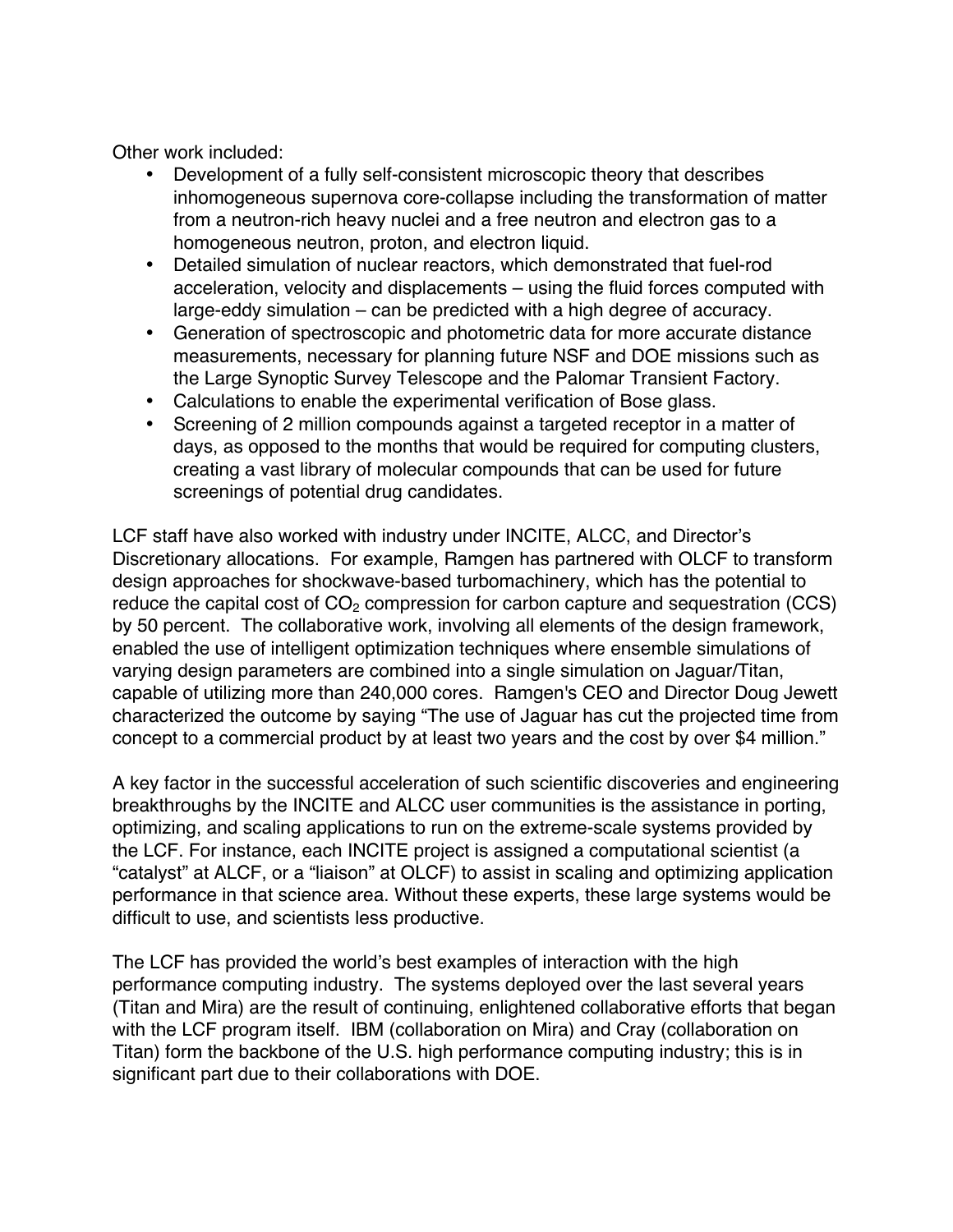Other work included:

- Development of a fully self-consistent microscopic theory that describes inhomogeneous supernova core-collapse including the transformation of matter from a neutron-rich heavy nuclei and a free neutron and electron gas to a homogeneous neutron, proton, and electron liquid.
- Detailed simulation of nuclear reactors, which demonstrated that fuel-rod acceleration, velocity and displacements – using the fluid forces computed with large-eddy simulation – can be predicted with a high degree of accuracy.
- Generation of spectroscopic and photometric data for more accurate distance measurements, necessary for planning future NSF and DOE missions such as the Large Synoptic Survey Telescope and the Palomar Transient Factory.
- Calculations to enable the experimental verification of Bose glass.
- Screening of 2 million compounds against a targeted receptor in a matter of days, as opposed to the months that would be required for computing clusters, creating a vast library of molecular compounds that can be used for future screenings of potential drug candidates.

LCF staff have also worked with industry under INCITE, ALCC, and Director's Discretionary allocations. For example, Ramgen has partnered with OLCF to transform design approaches for shockwave-based turbomachinery, which has the potential to reduce the capital cost of $CO_2$ compression for carbon capture and sequestration (CCS) by 50 percent. The collaborative work, involving all elements of the design framework, enabled the use of intelligent optimization techniques where ensemble simulations of varying design parameters are combined into a single simulation on Jaguar/Titan, capable of utilizing more than 240,000 cores. Ramgen's CEO and Director Doug Jewett characterized the outcome by saying "The use of Jaguar has cut the projected time from concept to a commercial product by at least two years and the cost by over $4 million."

A key factor in the successful acceleration of such scientific discoveries and engineering breakthroughs by the INCITE and ALCC user communities is the assistance in porting, optimizing, and scaling applications to run on the extreme-scale systems provided by the LCF. For instance, each INCITE project is assigned a computational scientist (a "catalyst" at ALCF, or a "liaison" at OLCF) to assist in scaling and optimizing application performance in that science area. Without these experts, these large systems would be difficult to use, and scientists less productive.

The LCF has provided the world's best examples of interaction with the high performance computing industry. The systems deployed over the last several years (Titan and Mira) are the result of continuing, enlightened collaborative efforts that began with the LCF program itself. IBM (collaboration on Mira) and Cray (collaboration on Titan) form the backbone of the U.S. high performance computing industry; this is in significant part due to their collaborations with DOE.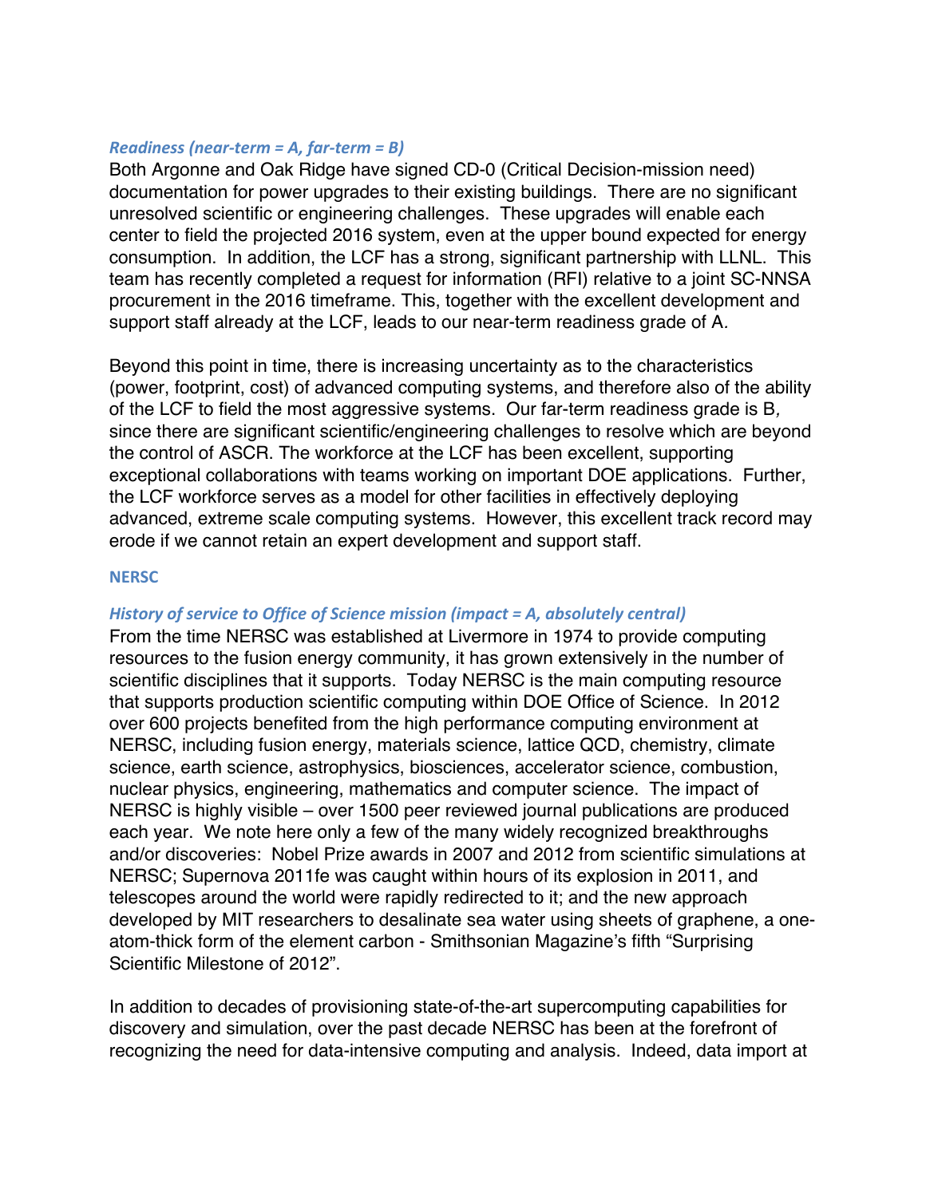### *Readiness (near-term = A, far-term = B)*

Both Argonne and Oak Ridge have signed CD-0 (Critical Decision-mission need) documentation for power upgrades to their existing buildings. There are no significant unresolved scientific or engineering challenges. These upgrades will enable each center to field the projected 2016 system, even at the upper bound expected for energy consumption. In addition, the LCF has a strong, significant partnership with LLNL. This team has recently completed a request for information (RFI) relative to a joint SC-NNSA procurement in the 2016 timeframe. This, together with the excellent development and support staff already at the LCF, leads to our near-term readiness grade of A.

Beyond this point in time, there is increasing uncertainty as to the characteristics (power, footprint, cost) of advanced computing systems, and therefore also of the ability of the LCF to field the most aggressive systems. Our far-term readiness grade is B, since there are significant scientific/engineering challenges to resolve which are beyond the control of ASCR. The workforce at the LCF has been excellent, supporting exceptional collaborations with teams working on important DOE applications. Further, the LCF workforce serves as a model for other facilities in effectively deploying advanced, extreme scale computing systems. However, this excellent track record may erode if we cannot retain an expert development and support staff.

## NERSC

### *History of service to Office of Science mission (impact = A, absolutely central)*

From the time NERSC was established at Livermore in 1974 to provide computing resources to the fusion energy community, it has grown extensively in the number of scientific disciplines that it supports. Today NERSC is the main computing resource that supports production scientific computing within DOE Office of Science. In 2012 over 600 projects benefited from the high performance computing environment at NERSC, including fusion energy, materials science, lattice QCD, chemistry, climate science, earth science, astrophysics, biosciences, accelerator science, combustion, nuclear physics, engineering, mathematics and computer science. The impact of NERSC is highly visible – over 1500 peer reviewed journal publications are produced each year. We note here only a few of the many widely recognized breakthroughs and/or discoveries: Nobel Prize awards in 2007 and 2012 from scientific simulations at NERSC; Supernova 2011fe was caught within hours of its explosion in 2011, and telescopes around the world were rapidly redirected to it; and the new approach developed by MIT researchers to desalinate sea water using sheets of graphene, a one-atom-thick form of the element carbon - Smithsonian Magazine's fifth "Surprising Scientific Milestone of 2012".

In addition to decades of provisioning state-of-the-art supercomputing capabilities for discovery and simulation, over the past decade NERSC has been at the forefront of recognizing the need for data-intensive computing and analysis. Indeed, data import at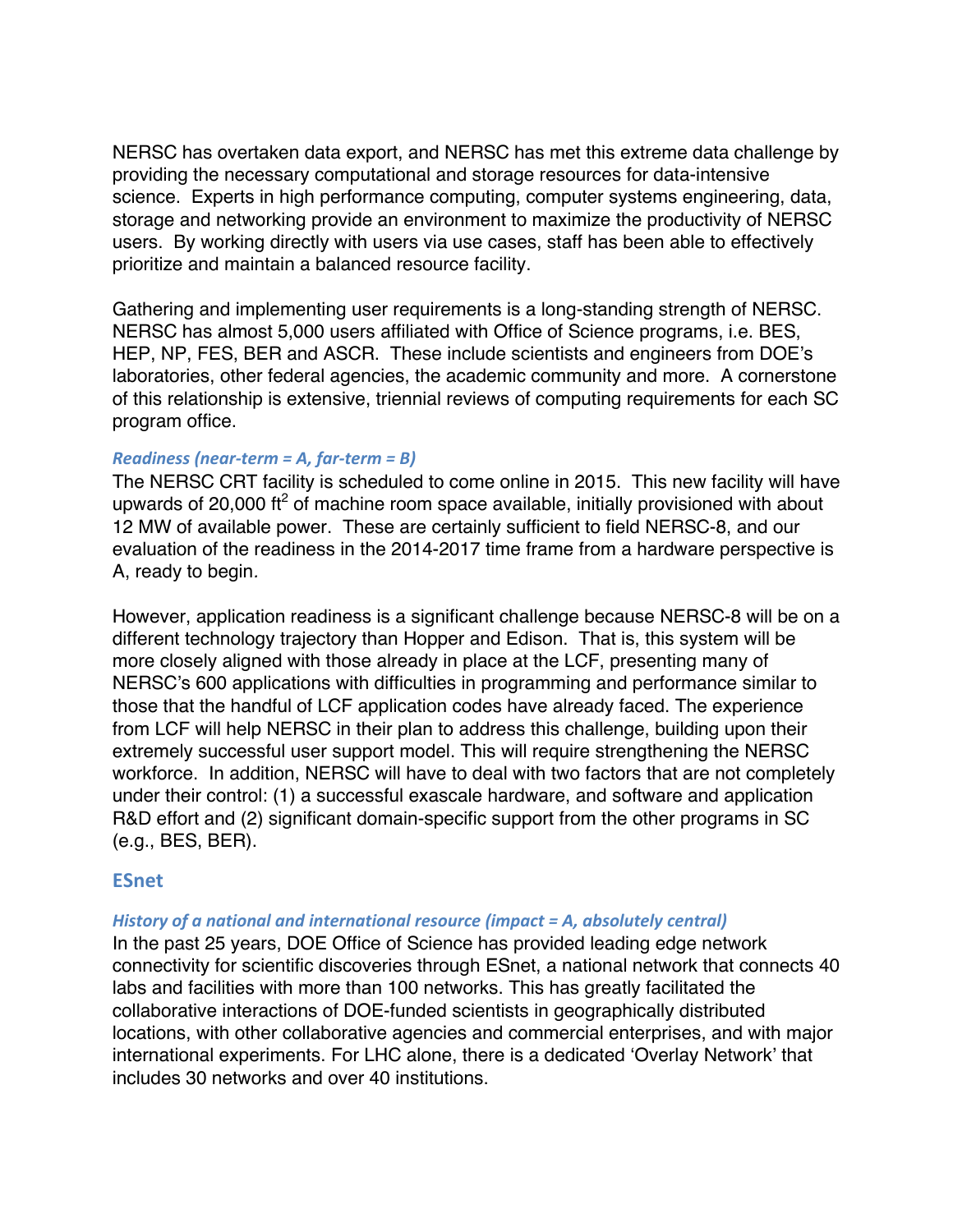NERSC has overtaken data export, and NERSC has met this extreme data challenge by providing the necessary computational and storage resources for data-intensive science. Experts in high performance computing, computer systems engineering, data, storage and networking provide an environment to maximize the productivity of NERSC users. By working directly with users via use cases, staff has been able to effectively prioritize and maintain a balanced resource facility.

Gathering and implementing user requirements is a long-standing strength of NERSC. NERSC has almost 5,000 users affiliated with Office of Science programs, i.e. BES, HEP, NP, FES, BER and ASCR. These include scientists and engineers from DOE's laboratories, other federal agencies, the academic community and more. A cornerstone of this relationship is extensive, triennial reviews of computing requirements for each SC program office.

#### *Readiness (near-term = A, far-term = B)*

The NERSC CRT facility is scheduled to come online in 2015. This new facility will have upwards of 20,000 $ft^2$ of machine room space available, initially provisioned with about 12 MW of available power. These are certainly sufficient to field NERSC-8, and our evaluation of the readiness in the 2014-2017 time frame from a hardware perspective is A, ready to begin.

However, application readiness is a significant challenge because NERSC-8 will be on a different technology trajectory than Hopper and Edison. That is, this system will be more closely aligned with those already in place at the LCF, presenting many of NERSC's 600 applications with difficulties in programming and performance similar to those that the handful of LCF application codes have already faced. The experience from LCF will help NERSC in their plan to address this challenge, building upon their extremely successful user support model. This will require strengthening the NERSC workforce. In addition, NERSC will have to deal with two factors that are not completely under their control: (1) a successful exascale hardware, and software and application R&D effort and (2) significant domain-specific support from the other programs in SC (e.g., BES, BER).

### ESnet

#### *History of a national and international resource (impact = A, absolutely central)*

In the past 25 years, DOE Office of Science has provided leading edge network connectivity for scientific discoveries through ESnet, a national network that connects 40 labs and facilities with more than 100 networks. This has greatly facilitated the collaborative interactions of DOE-funded scientists in geographically distributed locations, with other collaborative agencies and commercial enterprises, and with major international experiments. For LHC alone, there is a dedicated 'Overlay Network' that includes 30 networks and over 40 institutions.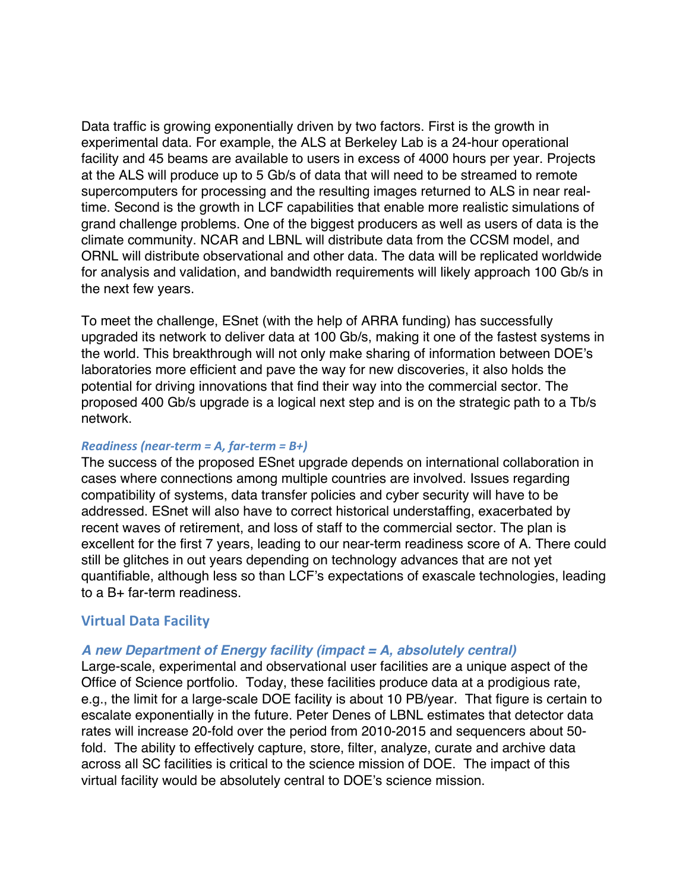Data traffic is growing exponentially driven by two factors. First is the growth in experimental data. For example, the ALS at Berkeley Lab is a 24-hour operational facility and 45 beams are available to users in excess of 4000 hours per year. Projects at the ALS will produce up to 5 Gb/s of data that will need to be streamed to remote supercomputers for processing and the resulting images returned to ALS in near real-time. Second is the growth in LCF capabilities that enable more realistic simulations of grand challenge problems. One of the biggest producers as well as users of data is the climate community. NCAR and LBNL will distribute data from the CCSM model, and ORNL will distribute observational and other data. The data will be replicated worldwide for analysis and validation, and bandwidth requirements will likely approach 100 Gb/s in the next few years.

To meet the challenge, ESnet (with the help of ARRA funding) has successfully upgraded its network to deliver data at 100 Gb/s, making it one of the fastest systems in the world. This breakthrough will not only make sharing of information between DOE's laboratories more efficient and pave the way for new discoveries, it also holds the potential for driving innovations that find their way into the commercial sector. The proposed 400 Gb/s upgrade is a logical next step and is on the strategic path to a Tb/s network.

#### *Readiness (near-term = A, far-term = B+)*

The success of the proposed ESnet upgrade depends on international collaboration in cases where connections among multiple countries are involved. Issues regarding compatibility of systems, data transfer policies and cyber security will have to be addressed. ESnet will also have to correct historical understaffing, exacerbated by recent waves of retirement, and loss of staff to the commercial sector. The plan is excellent for the first 7 years, leading to our near-term readiness score of A. There could still be glitches in out years depending on technology advances that are not yet quantifiable, although less so than LCF's expectations of exascale technologies, leading to a B+ far-term readiness.

### Virtual Data Facility

#### *A new Department of Energy facility (impact = A, absolutely central)*

Large-scale, experimental and observational user facilities are a unique aspect of the Office of Science portfolio. Today, these facilities produce data at a prodigious rate, e.g., the limit for a large-scale DOE facility is about 10 PB/year. That figure is certain to escalate exponentially in the future. Peter Denes of LBNL estimates that detector data rates will increase 20-fold over the period from 2010-2015 and sequencers about 50-fold. The ability to effectively capture, store, filter, analyze, curate and archive data across all SC facilities is critical to the science mission of DOE. The impact of this virtual facility would be absolutely central to DOE's science mission.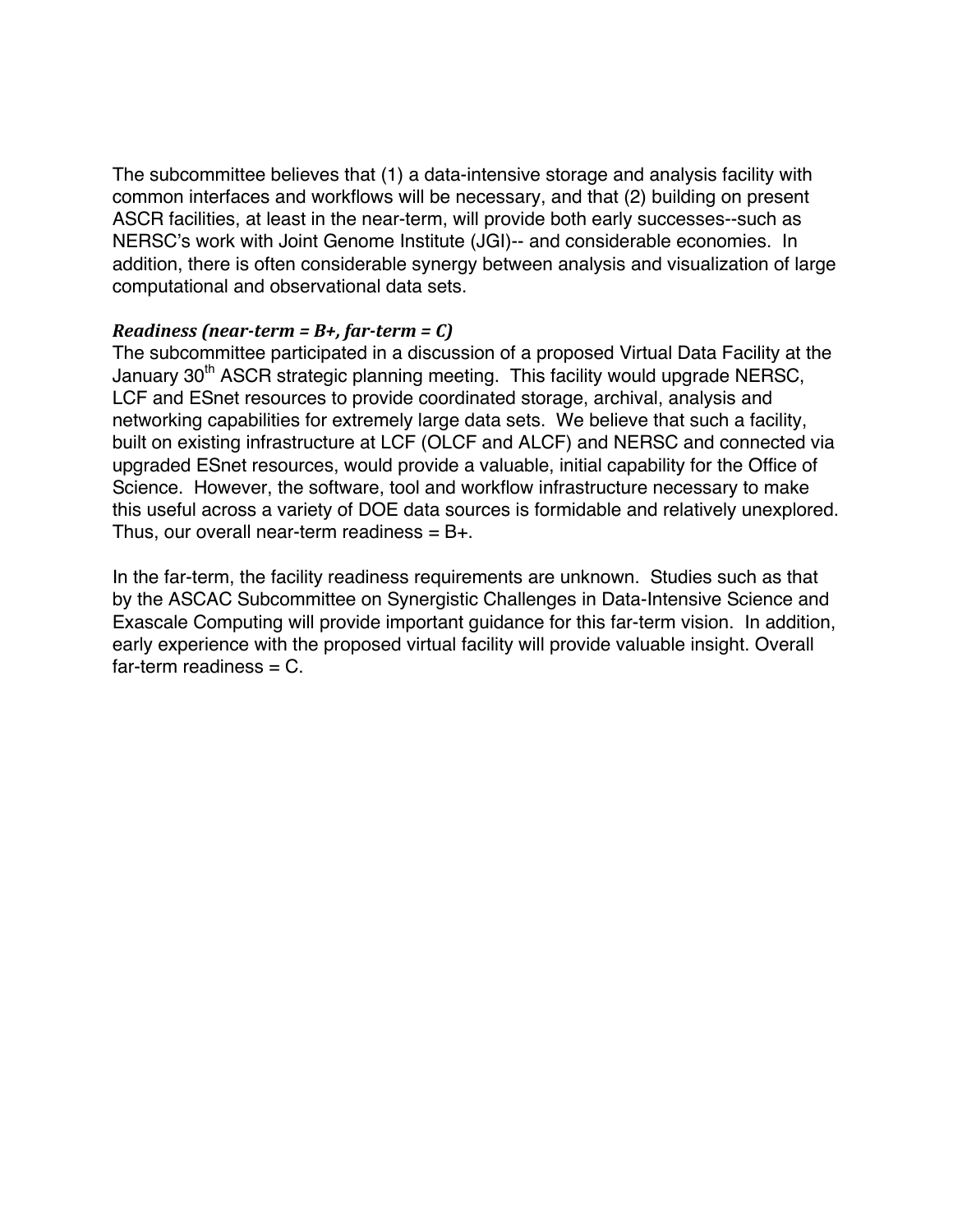The subcommittee believes that (1) a data-intensive storage and analysis facility with common interfaces and workflows will be necessary, and that (2) building on present ASCR facilities, at least in the near-term, will provide both early successes--such as NERSC's work with Joint Genome Institute (JGI)-- and considerable economies. In addition, there is often considerable synergy between analysis and visualization of large computational and observational data sets.

***Readiness (near-term = B+, far-term = C)***

The subcommittee participated in a discussion of a proposed Virtual Data Facility at the January 30th ASCR strategic planning meeting. This facility would upgrade NERSC, LCF and ESnet resources to provide coordinated storage, archival, analysis and networking capabilities for extremely large data sets. We believe that such a facility, built on existing infrastructure at LCF (OLCF and ALCF) and NERSC and connected via upgraded ESnet resources, would provide a valuable, initial capability for the Office of Science. However, the software, tool and workflow infrastructure necessary to make this useful across a variety of DOE data sources is formidable and relatively unexplored. Thus, our overall near-term readiness = B+.

In the far-term, the facility readiness requirements are unknown. Studies such as that by the ASCAC Subcommittee on Synergistic Challenges in Data-Intensive Science and Exascale Computing will provide important guidance for this far-term vision. In addition, early experience with the proposed virtual facility will provide valuable insight. Overall far-term readiness = C.